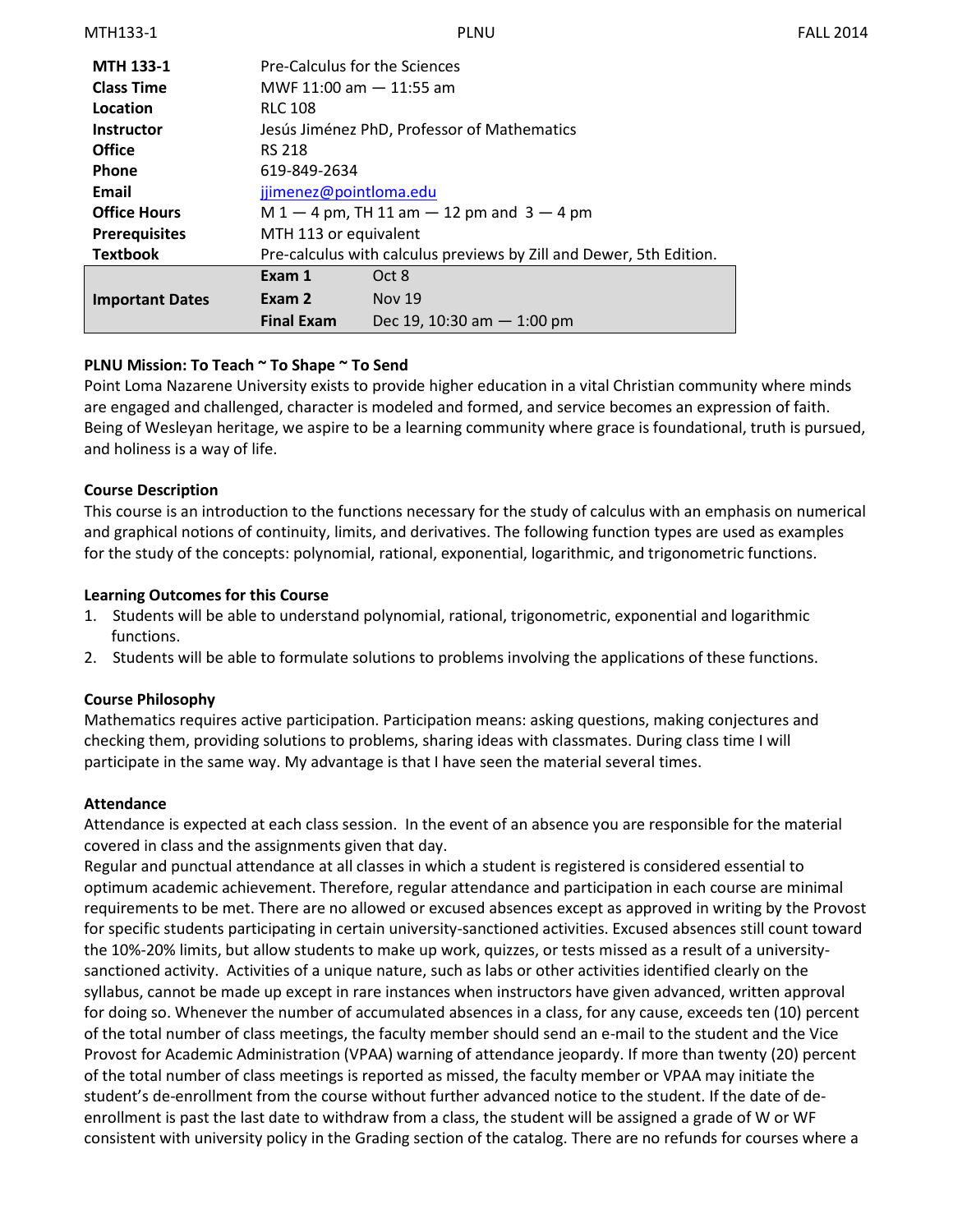| **MTH 133-1** | Pre-Calculus for the Sciences | |
|---|---|---|
| **Class Time** | MWF 11:00 am — 11:55 am | |
| **Location** | RLC 108 | |
| **Instructor** | Jesús Jiménez PhD, Professor of Mathematics | |
| **Office** | RS 218 | |
| **Phone** | 619-849-2634 | |
| **Email** | jjimenez@pointloma.edu | |
| **Office Hours** | M 1 — 4 pm, TH 11 am — 12 pm and 3 — 4 pm | |
| **Prerequisites** | MTH 113 or equivalent | |
| **Textbook** | Pre-calculus with calculus previews by Zill and Dewer, 5th Edition. | |
| **Important Dates** | **Exam 1** | Oct 8 |
| | **Exam 2** | Nov 19 |
| | **Final Exam** | Dec 19, 10:30 am — 1:00 pm |

**PLNU Mission: To Teach ~ To Shape ~ To Send**

Point Loma Nazarene University exists to provide higher education in a vital Christian community where minds are engaged and challenged, character is modeled and formed, and service becomes an expression of faith. Being of Wesleyan heritage, we aspire to be a learning community where grace is foundational, truth is pursued, and holiness is a way of life.

**Course Description**

This course is an introduction to the functions necessary for the study of calculus with an emphasis on numerical and graphical notions of continuity, limits, and derivatives. The following function types are used as examples for the study of the concepts: polynomial, rational, exponential, logarithmic, and trigonometric functions.

**Learning Outcomes for this Course**

1. Students will be able to understand polynomial, rational, trigonometric, exponential and logarithmic functions.
2. Students will be able to formulate solutions to problems involving the applications of these functions.

**Course Philosophy**

Mathematics requires active participation. Participation means: asking questions, making conjectures and checking them, providing solutions to problems, sharing ideas with classmates. During class time I will participate in the same way. My advantage is that I have seen the material several times.

**Attendance**

Attendance is expected at each class session. In the event of an absence you are responsible for the material covered in class and the assignments given that day.

Regular and punctual attendance at all classes in which a student is registered is considered essential to optimum academic achievement. Therefore, regular attendance and participation in each course are minimal requirements to be met. There are no allowed or excused absences except as approved in writing by the Provost for specific students participating in certain university-sanctioned activities. Excused absences still count toward the 10%-20% limits, but allow students to make up work, quizzes, or tests missed as a result of a university-sanctioned activity. Activities of a unique nature, such as labs or other activities identified clearly on the syllabus, cannot be made up except in rare instances when instructors have given advanced, written approval for doing so. Whenever the number of accumulated absences in a class, for any cause, exceeds ten (10) percent of the total number of class meetings, the faculty member should send an e-mail to the student and the Vice Provost for Academic Administration (VPAA) warning of attendance jeopardy. If more than twenty (20) percent of the total number of class meetings is reported as missed, the faculty member or VPAA may initiate the student's de-enrollment from the course without further advanced notice to the student. If the date of de-enrollment is past the last date to withdraw from a class, the student will be assigned a grade of W or WF consistent with university policy in the Grading section of the catalog. There are no refunds for courses where a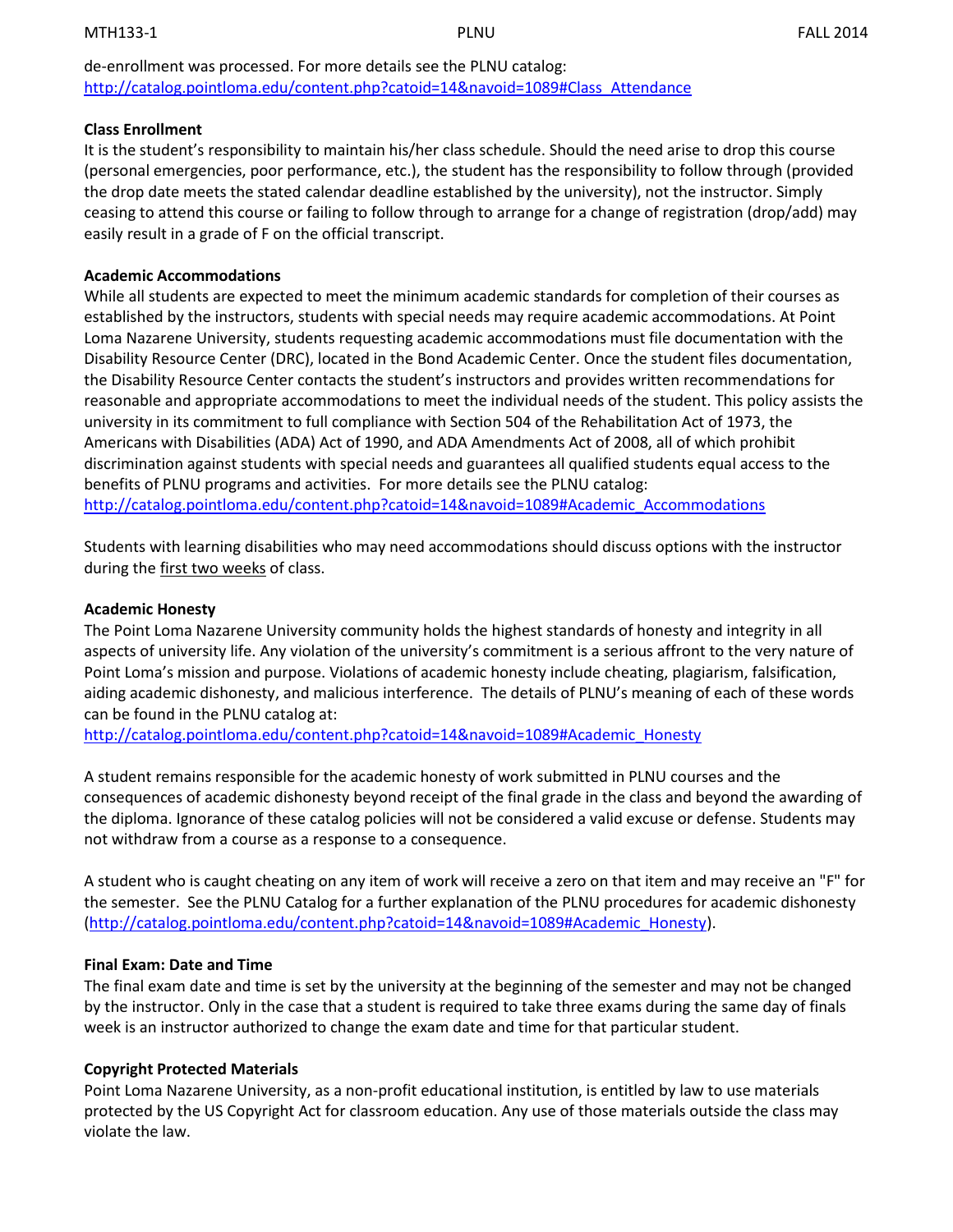de-enrollment was processed. For more details see the PLNU catalog: http://catalog.pointloma.edu/content.php?catoid=14&navoid=1089#Class_Attendance

**Class Enrollment**

It is the student's responsibility to maintain his/her class schedule. Should the need arise to drop this course (personal emergencies, poor performance, etc.), the student has the responsibility to follow through (provided the drop date meets the stated calendar deadline established by the university), not the instructor. Simply ceasing to attend this course or failing to follow through to arrange for a change of registration (drop/add) may easily result in a grade of F on the official transcript.

**Academic Accommodations**

While all students are expected to meet the minimum academic standards for completion of their courses as established by the instructors, students with special needs may require academic accommodations. At Point Loma Nazarene University, students requesting academic accommodations must file documentation with the Disability Resource Center (DRC), located in the Bond Academic Center. Once the student files documentation, the Disability Resource Center contacts the student's instructors and provides written recommendations for reasonable and appropriate accommodations to meet the individual needs of the student. This policy assists the university in its commitment to full compliance with Section 504 of the Rehabilitation Act of 1973, the Americans with Disabilities (ADA) Act of 1990, and ADA Amendments Act of 2008, all of which prohibit discrimination against students with special needs and guarantees all qualified students equal access to the benefits of PLNU programs and activities. For more details see the PLNU catalog: http://catalog.pointloma.edu/content.php?catoid=14&navoid=1089#Academic_Accommodations

Students with learning disabilities who may need accommodations should discuss options with the instructor during the first two weeks of class.

**Academic Honesty**

The Point Loma Nazarene University community holds the highest standards of honesty and integrity in all aspects of university life. Any violation of the university's commitment is a serious affront to the very nature of Point Loma's mission and purpose. Violations of academic honesty include cheating, plagiarism, falsification, aiding academic dishonesty, and malicious interference. The details of PLNU's meaning of each of these words can be found in the PLNU catalog at: http://catalog.pointloma.edu/content.php?catoid=14&navoid=1089#Academic_Honesty

A student remains responsible for the academic honesty of work submitted in PLNU courses and the consequences of academic dishonesty beyond receipt of the final grade in the class and beyond the awarding of the diploma. Ignorance of these catalog policies will not be considered a valid excuse or defense. Students may not withdraw from a course as a response to a consequence.

A student who is caught cheating on any item of work will receive a zero on that item and may receive an "F" for the semester. See the PLNU Catalog for a further explanation of the PLNU procedures for academic dishonesty (http://catalog.pointloma.edu/content.php?catoid=14&navoid=1089#Academic_Honesty).

**Final Exam: Date and Time**

The final exam date and time is set by the university at the beginning of the semester and may not be changed by the instructor. Only in the case that a student is required to take three exams during the same day of finals week is an instructor authorized to change the exam date and time for that particular student.

**Copyright Protected Materials**

Point Loma Nazarene University, as a non-profit educational institution, is entitled by law to use materials protected by the US Copyright Act for classroom education. Any use of those materials outside the class may violate the law.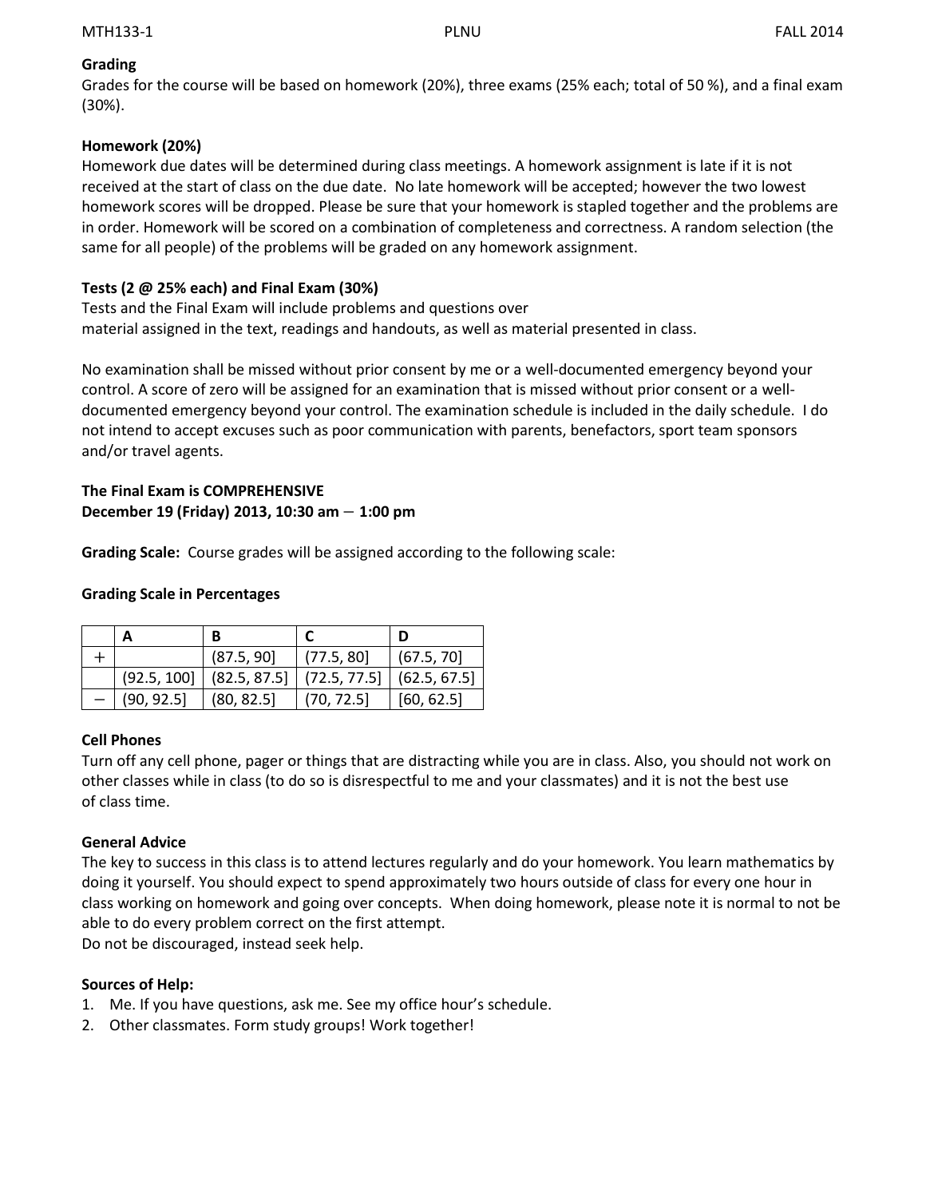**Grading**

Grades for the course will be based on homework (20%), three exams (25% each; total of 50 %), and a final exam (30%).

**Homework (20%)**

Homework due dates will be determined during class meetings. A homework assignment is late if it is not received at the start of class on the due date. No late homework will be accepted; however the two lowest homework scores will be dropped. Please be sure that your homework is stapled together and the problems are in order. Homework will be scored on a combination of completeness and correctness. A random selection (the same for all people) of the problems will be graded on any homework assignment.

**Tests (2 @ 25% each) and Final Exam (30%)**

Tests and the Final Exam will include problems and questions over material assigned in the text, readings and handouts, as well as material presented in class.

No examination shall be missed without prior consent by me or a well-documented emergency beyond your control. A score of zero will be assigned for an examination that is missed without prior consent or a well-documented emergency beyond your control. The examination schedule is included in the daily schedule. I do not intend to accept excuses such as poor communication with parents, benefactors, sport team sponsors and/or travel agents.

**The Final Exam is COMPREHENSIVE**
**December 19 (Friday) 2013, 10:30 am – 1:00 pm**

**Grading Scale:** Course grades will be assigned according to the following scale:

**Grading Scale in Percentages**

| | A | B | C | D |
|---|---|---|---|---|
| + | | (87.5, 90] | (77.5, 80] | (67.5, 70] |
| | (92.5, 100] | (82.5, 87.5] | (72.5, 77.5] | (62.5, 67.5] |
| − | (90, 92.5] | (80, 82.5] | (70, 72.5] | [60, 62.5] |

**Cell Phones**

Turn off any cell phone, pager or things that are distracting while you are in class. Also, you should not work on other classes while in class (to do so is disrespectful to me and your classmates) and it is not the best use of class time.

**General Advice**

The key to success in this class is to attend lectures regularly and do your homework. You learn mathematics by doing it yourself. You should expect to spend approximately two hours outside of class for every one hour in class working on homework and going over concepts. When doing homework, please note it is normal to not be able to do every problem correct on the first attempt.
Do not be discouraged, instead seek help.

**Sources of Help:**

1. Me. If you have questions, ask me. See my office hour's schedule.
2. Other classmates. Form study groups! Work together!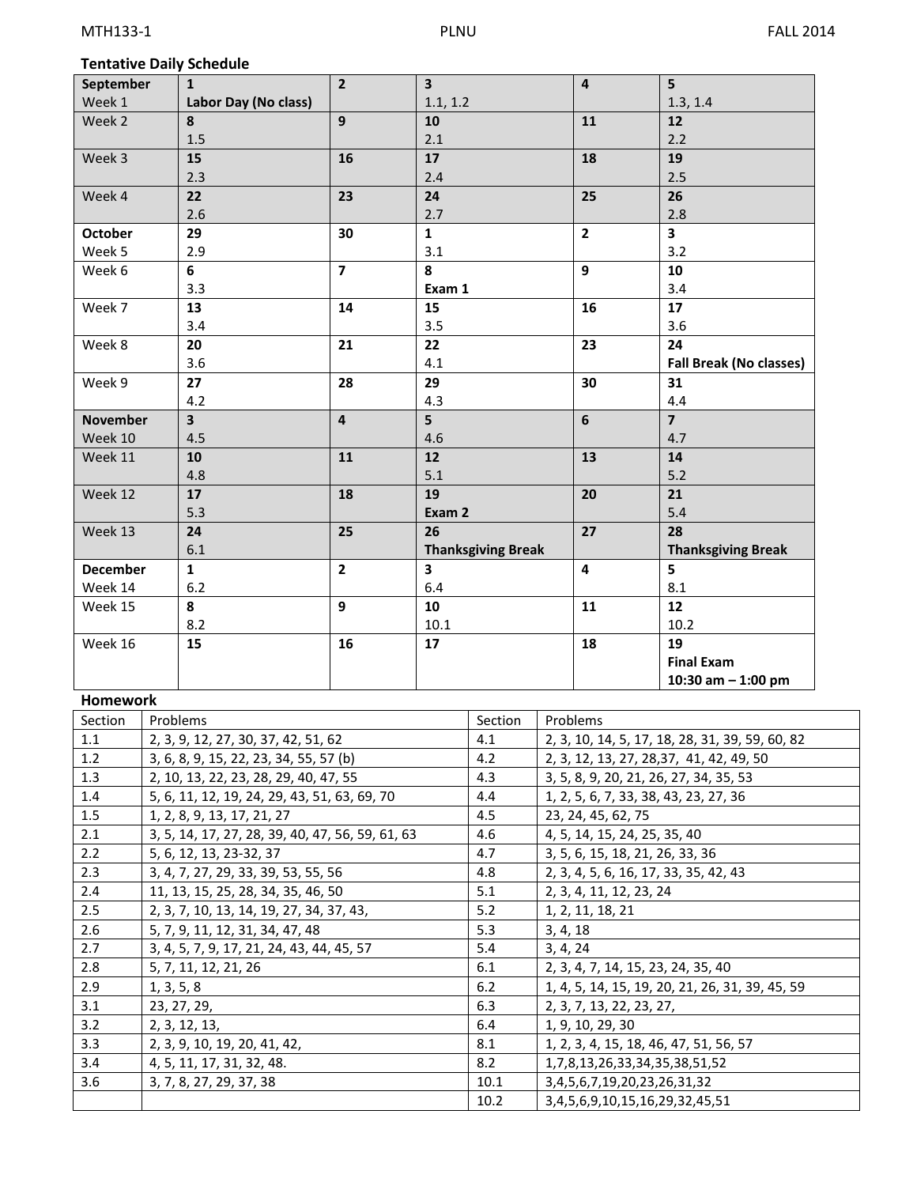### Tentative Daily Schedule

| September Week 1 | 1 Labor Day (No class) | 2 | 3 1.1, 1.2 | 4 | 5 1.3, 1.4 |
|---|---|---|---|---|---|
| Week 2 | 8 1.5 | 9 | 10 2.1 | 11 | 12 2.2 |
| Week 3 | 15 2.3 | 16 | 17 2.4 | 18 | 19 2.5 |
| Week 4 | 22 2.6 | 23 | 24 2.7 | 25 | 26 2.8 |
| **October** Week 5 | 29 2.9 | 30 | 1 3.1 | 2 | 3 3.2 |
| Week 6 | 6 3.3 | 7 | 8 **Exam 1** | 9 | 10 3.4 |
| Week 7 | 13 3.4 | 14 | 15 3.5 | 16 | 17 3.6 |
| Week 8 | 20 3.6 | 21 | 22 4.1 | 23 | 24 **Fall Break (No classes)** |
| Week 9 | 27 4.2 | 28 | 29 4.3 | 30 | 31 4.4 |
| **November** Week 10 | 3 4.5 | 4 | 5 4.6 | 6 | 7 4.7 |
| Week 11 | 10 4.8 | 11 | 12 5.1 | 13 | 14 5.2 |
| Week 12 | 17 5.3 | 18 | 19 **Exam 2** | 20 | 21 5.4 |
| Week 13 | 24 6.1 | 25 | 26 **Thanksgiving Break** | 27 | 28 **Thanksgiving Break** |
| **December** Week 14 | 1 6.2 | 2 | 3 6.4 | 4 | 5 8.1 |
| Week 15 | 8 8.2 | 9 | 10 10.1 | 11 | 12 10.2 |
| Week 16 | 15 | 16 | 17 | 18 | 19 **Final Exam 10:30 am – 1:00 pm** |

### Homework

| Section | Problems | Section | Problems |
|---|---|---|---|
| 1.1 | 2, 3, 9, 12, 27, 30, 37, 42, 51, 62 | 4.1 | 2, 3, 10, 14, 5, 17, 18, 28, 31, 39, 59, 60, 82 |
| 1.2 | 3, 6, 8, 9, 15, 22, 23, 34, 55, 57 (b) | 4.2 | 2, 3, 12, 13, 27, 28,37, 41, 42, 49, 50 |
| 1.3 | 2, 10, 13, 22, 23, 28, 29, 40, 47, 55 | 4.3 | 3, 5, 8, 9, 20, 21, 26, 27, 34, 35, 53 |
| 1.4 | 5, 6, 11, 12, 19, 24, 29, 43, 51, 63, 69, 70 | 4.4 | 1, 2, 5, 6, 7, 33, 38, 43, 23, 27, 36 |
| 1.5 | 1, 2, 8, 9, 13, 17, 21, 27 | 4.5 | 23, 24, 45, 62, 75 |
| 2.1 | 3, 5, 14, 17, 27, 28, 39, 40, 47, 56, 59, 61, 63 | 4.6 | 4, 5, 14, 15, 24, 25, 35, 40 |
| 2.2 | 5, 6, 12, 13, 23-32, 37 | 4.7 | 3, 5, 6, 15, 18, 21, 26, 33, 36 |
| 2.3 | 3, 4, 7, 27, 29, 33, 39, 53, 55, 56 | 4.8 | 2, 3, 4, 5, 6, 16, 17, 33, 35, 42, 43 |
| 2.4 | 11, 13, 15, 25, 28, 34, 35, 46, 50 | 5.1 | 2, 3, 4, 11, 12, 23, 24 |
| 2.5 | 2, 3, 7, 10, 13, 14, 19, 27, 34, 37, 43, | 5.2 | 1, 2, 11, 18, 21 |
| 2.6 | 5, 7, 9, 11, 12, 31, 34, 47, 48 | 5.3 | 3, 4, 18 |
| 2.7 | 3, 4, 5, 7, 9, 17, 21, 24, 43, 44, 45, 57 | 5.4 | 3, 4, 24 |
| 2.8 | 5, 7, 11, 12, 21, 26 | 6.1 | 2, 3, 4, 7, 14, 15, 23, 24, 35, 40 |
| 2.9 | 1, 3, 5, 8 | 6.2 | 1, 4, 5, 14, 15, 19, 20, 21, 26, 31, 39, 45, 59 |
| 3.1 | 23, 27, 29, | 6.3 | 2, 3, 7, 13, 22, 23, 27, |
| 3.2 | 2, 3, 12, 13, | 6.4 | 1, 9, 10, 29, 30 |
| 3.3 | 2, 3, 9, 10, 19, 20, 41, 42, | 8.1 | 1, 2, 3, 4, 15, 18, 46, 47, 51, 56, 57 |
| 3.4 | 4, 5, 11, 17, 31, 32, 48. | 8.2 | 1,7,8,13,26,33,34,35,38,51,52 |
| 3.6 | 3, 7, 8, 27, 29, 37, 38 | 10.1 | 3,4,5,6,7,19,20,23,26,31,32 |
| | | 10.2 | 3,4,5,6,9,10,15,16,29,32,45,51 |